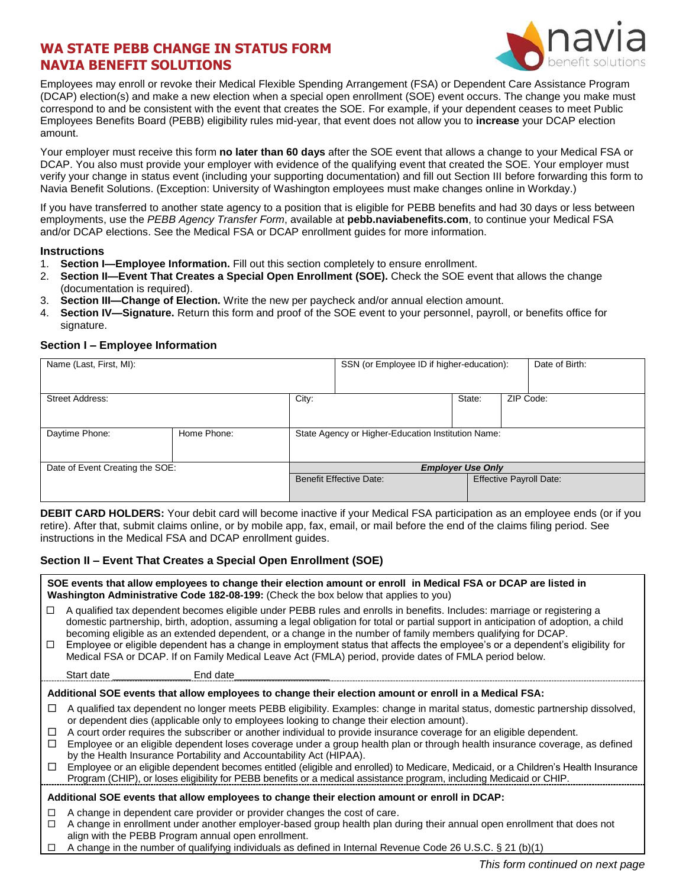# WA STATE PEBB CHANGE IN STATUS FORM
# NAVIA BENEFIT SOLUTIONS

Employees may enroll or revoke their Medical Flexible Spending Arrangement (FSA) or Dependent Care Assistance Program (DCAP) election(s) and make a new election when a special open enrollment (SOE) event occurs. The change you make must correspond to and be consistent with the event that creates the SOE. For example, if your dependent ceases to meet Public Employees Benefits Board (PEBB) eligibility rules mid-year, that event does not allow you to **increase** your DCAP election amount.

Your employer must receive this form **no later than 60 days** after the SOE event that allows a change to your Medical FSA or DCAP. You also must provide your employer with evidence of the qualifying event that created the SOE. Your employer must verify your change in status event (including your supporting documentation) and fill out Section III before forwarding this form to Navia Benefit Solutions. (Exception: University of Washington employees must make changes online in Workday.)

If you have transferred to another state agency to a position that is eligible for PEBB benefits and had 30 days or less between employments, use the *PEBB Agency Transfer Form*, available at **pebb.naviabenefits.com**, to continue your Medical FSA and/or DCAP elections. See the Medical FSA or DCAP enrollment guides for more information.

### Instructions

1. **Section I—Employee Information.** Fill out this section completely to ensure enrollment.
2. **Section II—Event That Creates a Special Open Enrollment (SOE).** Check the SOE event that allows the change (documentation is required).
3. **Section III—Change of Election.** Write the new per paycheck and/or annual election amount.
4. **Section IV—Signature.** Return this form and proof of the SOE event to your personnel, payroll, or benefits office for signature.

### Section I – Employee Information

| Name (Last, First, MI): | | SSN (or Employee ID if higher-education): | | Date of Birth: |
|---|---|---|---|---|
| Street Address: | | City: | State: | ZIP Code: |
| Daytime Phone: | Home Phone: | State Agency or Higher-Education Institution Name: | | |
| Date of Event Creating the SOE: | | ***Employer Use Only*** | | |
| | | Benefit Effective Date: | Effective Payroll Date: | |

**DEBIT CARD HOLDERS:** Your debit card will become inactive if your Medical FSA participation as an employee ends (or if you retire). After that, submit claims online, or by mobile app, fax, email, or mail before the end of the claims filing period. See instructions in the Medical FSA and DCAP enrollment guides.

### Section II – Event That Creates a Special Open Enrollment (SOE)

**SOE events that allow employees to change their election amount or enroll in Medical FSA or DCAP are listed in Washington Administrative Code 182-08-199:** (Check the box below that applies to you)

- ☐ A qualified tax dependent becomes eligible under PEBB rules and enrolls in benefits. Includes: marriage or registering a domestic partnership, birth, adoption, assuming a legal obligation for total or partial support in anticipation of adoption, a child becoming eligible as an extended dependent, or a change in the number of family members qualifying for DCAP.
- ☐ Employee or eligible dependent has a change in employment status that affects the employee's or a dependent's eligibility for Medical FSA or DCAP. If on Family Medical Leave Act (FMLA) period, provide dates of FMLA period below.

  Start date _______________ End date_________________

**Additional SOE events that allow employees to change their election amount or enroll in a Medical FSA:**

- ☐ A qualified tax dependent no longer meets PEBB eligibility. Examples: change in marital status, domestic partnership dissolved, or dependent dies (applicable only to employees looking to change their election amount).
- ☐ A court order requires the subscriber or another individual to provide insurance coverage for an eligible dependent.
- ☐ Employee or an eligible dependent loses coverage under a group health plan or through health insurance coverage, as defined by the Health Insurance Portability and Accountability Act (HIPAA).
- ☐ Employee or an eligible dependent becomes entitled (eligible and enrolled) to Medicare, Medicaid, or a Children's Health Insurance Program (CHIP), or loses eligibility for PEBB benefits or a medical assistance program, including Medicaid or CHIP.

**Additional SOE events that allow employees to change their election amount or enroll in DCAP:**

- ☐ A change in dependent care provider or provider changes the cost of care.
- ☐ A change in enrollment under another employer-based group health plan during their annual open enrollment that does not align with the PEBB Program annual open enrollment.
- ☐ A change in the number of qualifying individuals as defined in Internal Revenue Code 26 U.S.C. § 21 (b)(1)

*This form continued on next page*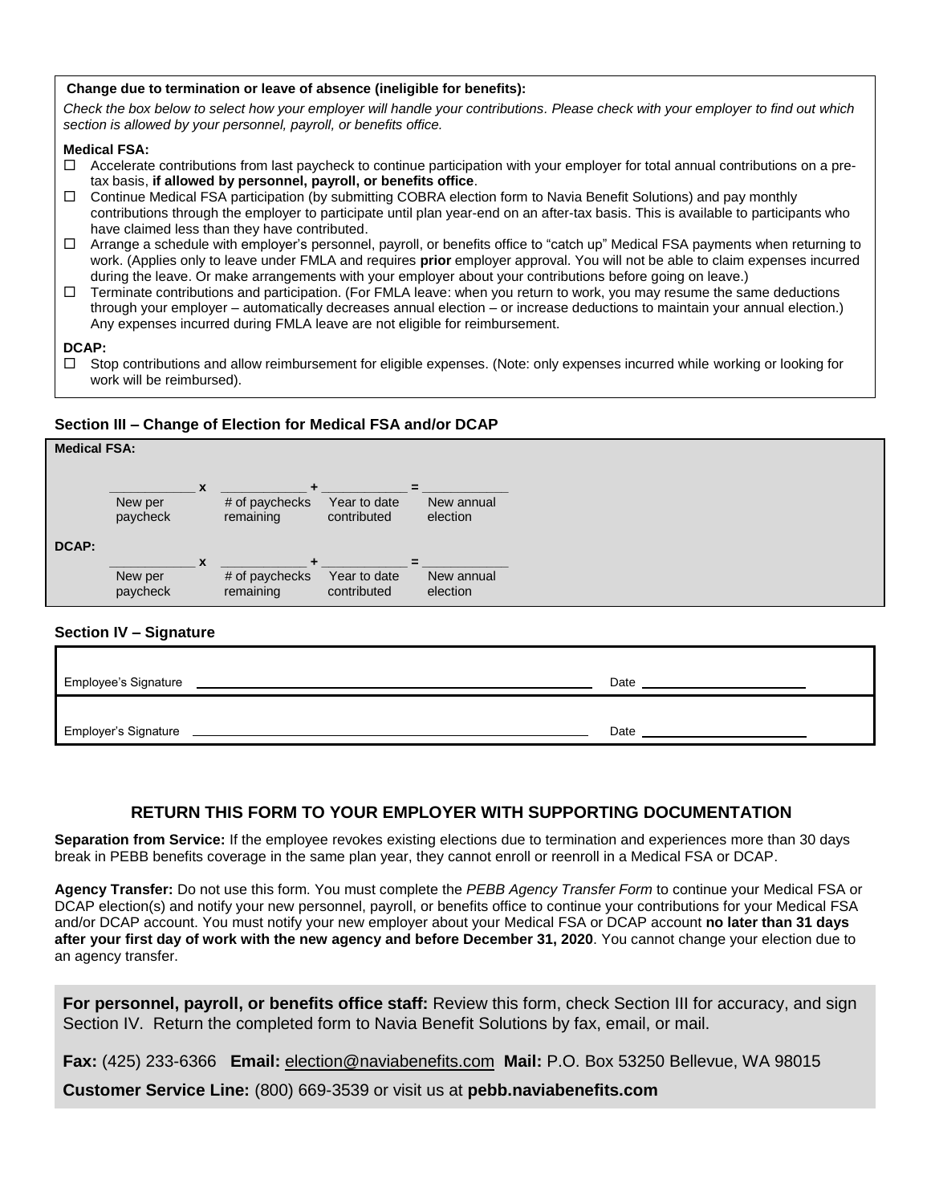**Change due to termination or leave of absence (ineligible for benefits):**

*Check the box below to select how your employer will handle your contributions. Please check with your employer to find out which section is allowed by your personnel, payroll, or benefits office.*

**Medical FSA:**

- ☐ Accelerate contributions from last paycheck to continue participation with your employer for total annual contributions on a pre-tax basis, **if allowed by personnel, payroll, or benefits office**.
- ☐ Continue Medical FSA participation (by submitting COBRA election form to Navia Benefit Solutions) and pay monthly contributions through the employer to participate until plan year-end on an after-tax basis. This is available to participants who have claimed less than they have contributed.
- ☐ Arrange a schedule with employer's personnel, payroll, or benefits office to "catch up" Medical FSA payments when returning to work. (Applies only to leave under FMLA and requires **prior** employer approval. You will not be able to claim expenses incurred during the leave. Or make arrangements with your employer about your contributions before going on leave.)
- ☐ Terminate contributions and participation. (For FMLA leave: when you return to work, you may resume the same deductions through your employer – automatically decreases annual election – or increase deductions to maintain your annual election.) Any expenses incurred during FMLA leave are not eligible for reimbursement.

**DCAP:**

- ☐ Stop contributions and allow reimbursement for eligible expenses. (Note: only expenses incurred while working or looking for work will be reimbursed).

## Section III – Change of Election for Medical FSA and/or DCAP

**Medical FSA:**

| New per paycheck | x | # of paychecks remaining | + | Year to date contributed | = | New annual election |
|---|---|---|---|---|---|---|
| ____________ | x | ____________ | + | ____________ | = | ____________ |

**DCAP:**

| New per paycheck | x | # of paychecks remaining | + | Year to date contributed | = | New annual election |
|---|---|---|---|---|---|---|
| ____________ | x | ____________ | + | ____________ | = | ____________ |

## Section IV – Signature

| | |
|---|---|
| Employee's Signature ______________________________ | Date ______________ |
| Employer's Signature ______________________________ | Date ______________ |

## RETURN THIS FORM TO YOUR EMPLOYER WITH SUPPORTING DOCUMENTATION

**Separation from Service:** If the employee revokes existing elections due to termination and experiences more than 30 days break in PEBB benefits coverage in the same plan year, they cannot enroll or reenroll in a Medical FSA or DCAP.

**Agency Transfer:** Do not use this form. You must complete the *PEBB Agency Transfer Form* to continue your Medical FSA or DCAP election(s) and notify your new personnel, payroll, or benefits office to continue your contributions for your Medical FSA and/or DCAP account. You must notify your new employer about your Medical FSA or DCAP account **no later than 31 days after your first day of work with the new agency and before December 31, 2020**. You cannot change your election due to an agency transfer.

**For personnel, payroll, or benefits office staff:** Review this form, check Section III for accuracy, and sign Section IV. Return the completed form to Navia Benefit Solutions by fax, email, or mail.

**Fax:** (425) 233-6366 **Email:** election@naviabenefits.com **Mail:** P.O. Box 53250 Bellevue, WA 98015

**Customer Service Line:** (800) 669-3539 or visit us at **pebb.naviabenefits.com**